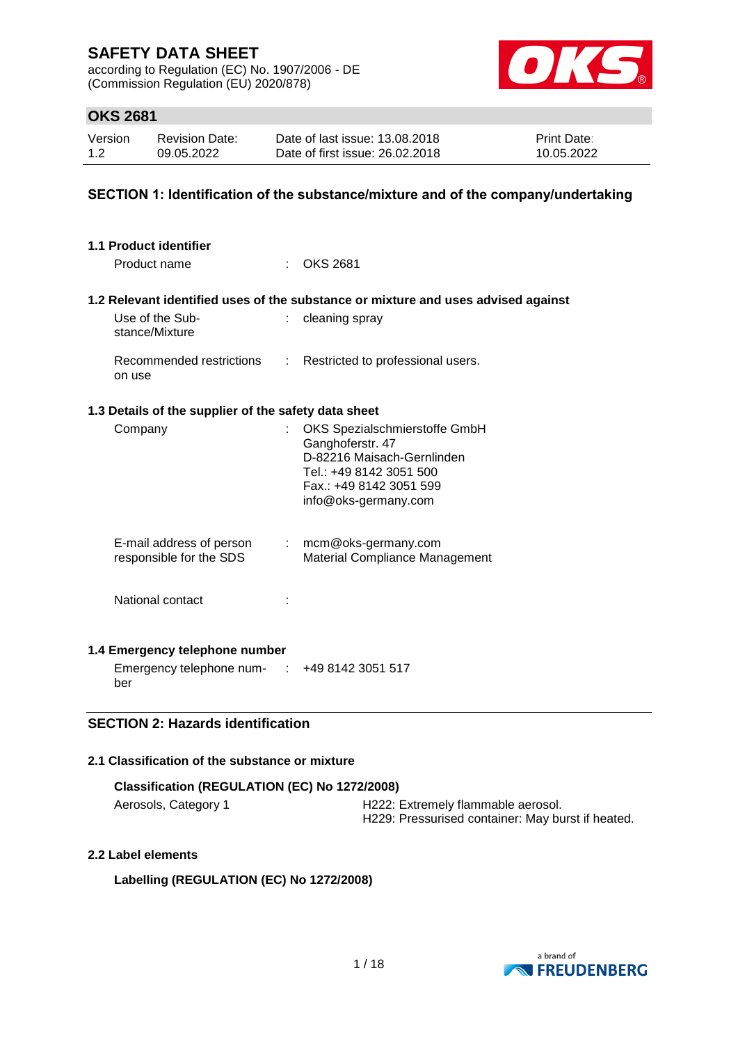# SAFETY DATA SHEET

according to Regulation (EC) No. 1907/2006 - DE
(Commission Regulation (EU) 2020/878)

## OKS 2681

| Version | Revision Date: | Date of last issue: 13.08.2018 | Print Date: |
|---|---|---|---|
| 1.2 | 09.05.2022 | Date of first issue: 26.02.2018 | 10.05.2022 |

## SECTION 1: Identification of the substance/mixture and of the company/undertaking

### 1.1 Product identifier

Product name : OKS 2681

### 1.2 Relevant identified uses of the substance or mixture and uses advised against

Use of the Substance/Mixture : cleaning spray

Recommended restrictions on use : Restricted to professional users.

### 1.3 Details of the supplier of the safety data sheet

Company : OKS Spezialschmierstoffe GmbH
Ganghoferstr. 47
D-82216 Maisach-Gernlinden
Tel.: +49 8142 3051 500
Fax.: +49 8142 3051 599
info@oks-germany.com

E-mail address of person responsible for the SDS : mcm@oks-germany.com
Material Compliance Management

National contact :

### 1.4 Emergency telephone number

Emergency telephone number : +49 8142 3051 517

## SECTION 2: Hazards identification

### 2.1 Classification of the substance or mixture

**Classification (REGULATION (EC) No 1272/2008)**

Aerosols, Category 1 — H222: Extremely flammable aerosol.
H229: Pressurised container: May burst if heated.

### 2.2 Label elements

**Labelling (REGULATION (EC) No 1272/2008)**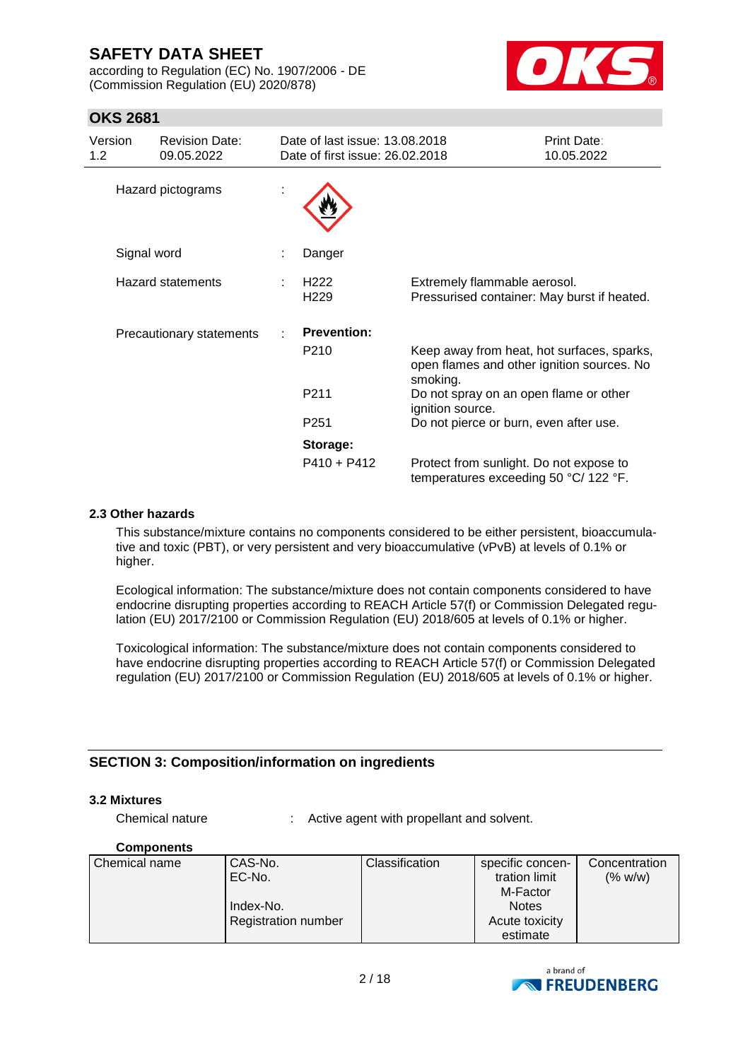| | | |
|---|---|---|
| Hazard pictograms | : | |
| Signal word | : | Danger |
| Hazard statements | : | H222 Extremely flammable aerosol.<br>H229 Pressurised container: May burst if heated. |
| Precautionary statements | : | **Prevention:**<br>P210 Keep away from heat, hot surfaces, sparks, open flames and other ignition sources. No smoking.<br>P211 Do not spray on an open flame or other ignition source.<br>P251 Do not pierce or burn, even after use.<br>**Storage:**<br>P410 + P412 Protect from sunlight. Do not expose to temperatures exceeding 50 °C/ 122 °F. |

### 2.3 Other hazards

This substance/mixture contains no components considered to be either persistent, bioaccumulative and toxic (PBT), or very persistent and very bioaccumulative (vPvB) at levels of 0.1% or higher.

Ecological information: The substance/mixture does not contain components considered to have endocrine disrupting properties according to REACH Article 57(f) or Commission Delegated regulation (EU) 2017/2100 or Commission Regulation (EU) 2018/605 at levels of 0.1% or higher.

Toxicological information: The substance/mixture does not contain components considered to have endocrine disrupting properties according to REACH Article 57(f) or Commission Delegated regulation (EU) 2017/2100 or Commission Regulation (EU) 2018/605 at levels of 0.1% or higher.

## SECTION 3: Composition/information on ingredients

### 3.2 Mixtures

Chemical nature : Active agent with propellant and solvent.

**Components**

| Chemical name | CAS-No.<br>EC-No.<br>Index-No.<br>Registration number | Classification | specific concentration limit<br>M-Factor<br>Notes<br>Acute toxicity estimate | Concentration (% w/w) |
|---|---|---|---|---|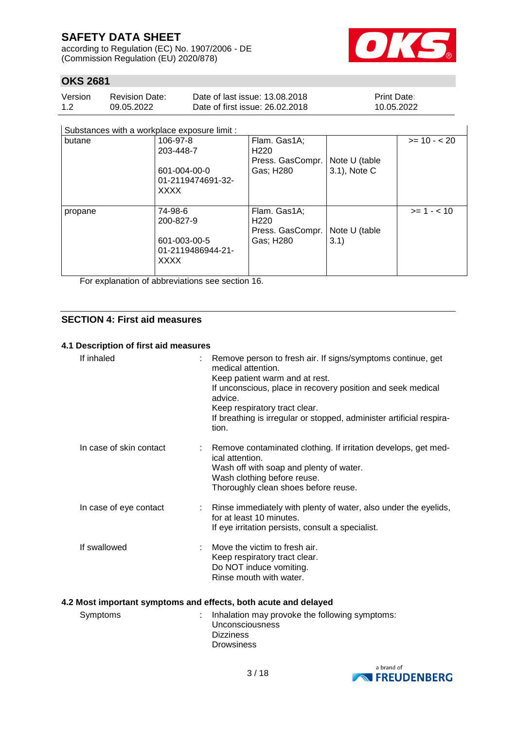Substances with a workplace exposure limit :

| | | | | |
|---|---|---|---|---|
| butane | 106-97-8<br>203-448-7<br><br>601-004-00-0<br>01-2119474691-32-XXXX | Flam. Gas1A; H220<br>Press. GasCompr. Gas; H280 | Note U (table 3.1), Note C | >= 10 - < 20 |
| propane | 74-98-6<br>200-827-9<br><br>601-003-00-5<br>01-2119486944-21-XXXX | Flam. Gas1A; H220<br>Press. GasCompr. Gas; H280 | Note U (table 3.1) | >= 1 - < 10 |

For explanation of abbreviations see section 16.

## SECTION 4: First aid measures

### 4.1 Description of first aid measures

If inhaled : Remove person to fresh air. If signs/symptoms continue, get medical attention.
Keep patient warm and at rest.
If unconscious, place in recovery position and seek medical advice.
Keep respiratory tract clear.
If breathing is irregular or stopped, administer artificial respiration.

In case of skin contact : Remove contaminated clothing. If irritation develops, get medical attention.
Wash off with soap and plenty of water.
Wash clothing before reuse.
Thoroughly clean shoes before reuse.

In case of eye contact : Rinse immediately with plenty of water, also under the eyelids, for at least 10 minutes.
If eye irritation persists, consult a specialist.

If swallowed : Move the victim to fresh air.
Keep respiratory tract clear.
Do NOT induce vomiting.
Rinse mouth with water.

### 4.2 Most important symptoms and effects, both acute and delayed

Symptoms : Inhalation may provoke the following symptoms:
Unconsciousness
Dizziness
Drowsiness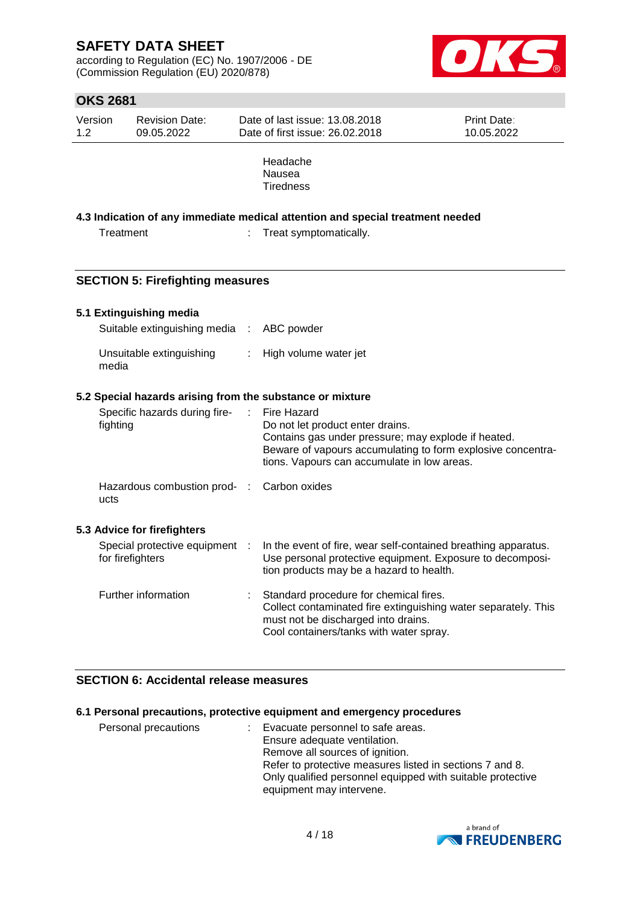Headache
Nausea
Tiredness

### 4.3 Indication of any immediate medical attention and special treatment needed

| | | |
|---|---|---|
| Treatment | : | Treat symptomatically. |

## SECTION 5: Firefighting measures

### 5.1 Extinguishing media

| | | |
|---|---|---|
| Suitable extinguishing media | : | ABC powder |
| Unsuitable extinguishing media | : | High volume water jet |

### 5.2 Special hazards arising from the substance or mixture

| | | |
|---|---|---|
| Specific hazards during fire-fighting | : | Fire Hazard<br>Do not let product enter drains.<br>Contains gas under pressure; may explode if heated.<br>Beware of vapours accumulating to form explosive concentrations. Vapours can accumulate in low areas. |
| Hazardous combustion products | : | Carbon oxides |

### 5.3 Advice for firefighters

| | | |
|---|---|---|
| Special protective equipment for firefighters | : | In the event of fire, wear self-contained breathing apparatus.<br>Use personal protective equipment. Exposure to decomposition products may be a hazard to health. |
| Further information | : | Standard procedure for chemical fires.<br>Collect contaminated fire extinguishing water separately. This must not be discharged into drains.<br>Cool containers/tanks with water spray. |

## SECTION 6: Accidental release measures

### 6.1 Personal precautions, protective equipment and emergency procedures

| | | |
|---|---|---|
| Personal precautions | : | Evacuate personnel to safe areas.<br>Ensure adequate ventilation.<br>Remove all sources of ignition.<br>Refer to protective measures listed in sections 7 and 8.<br>Only qualified personnel equipped with suitable protective equipment may intervene. |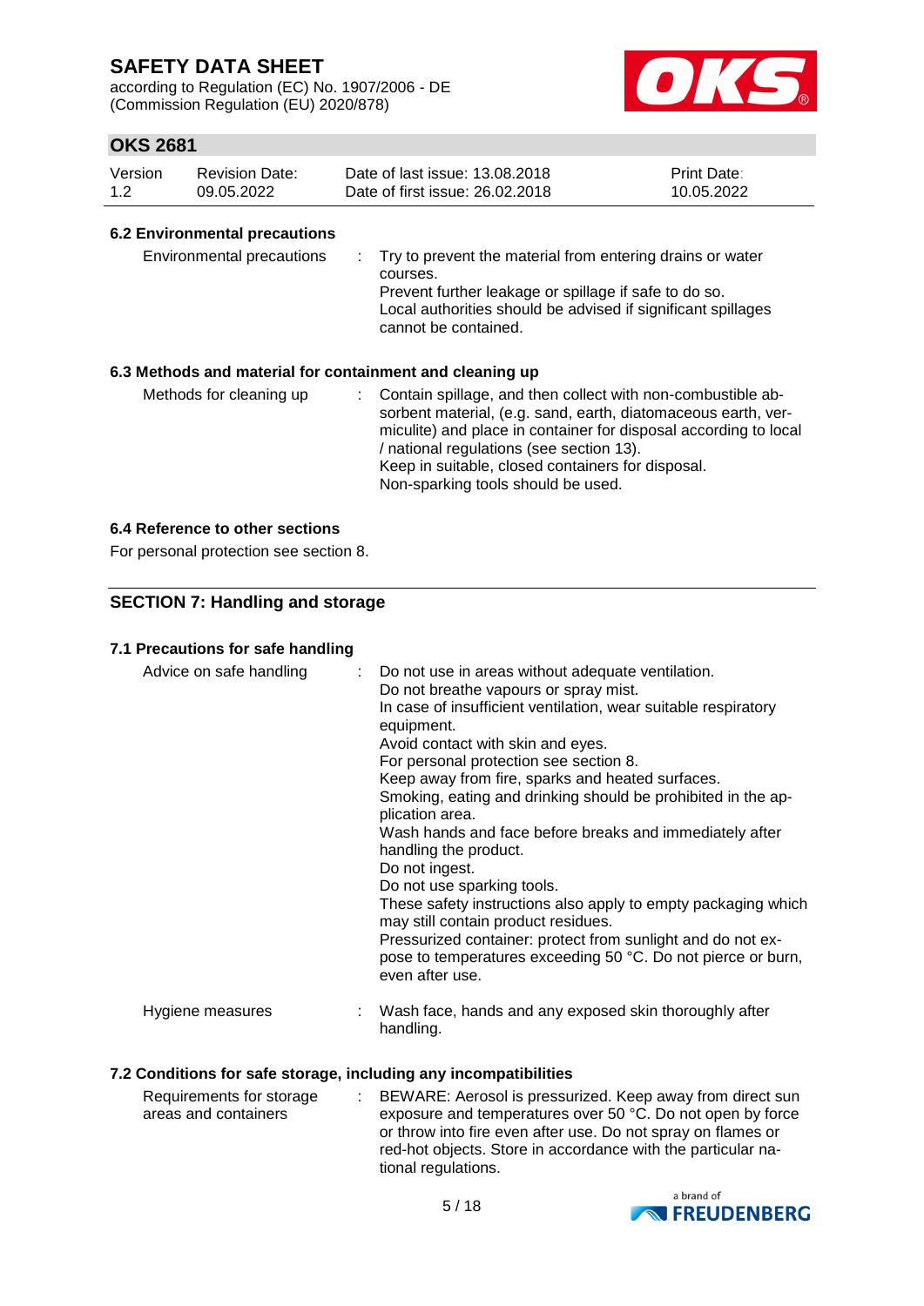### 6.2 Environmental precautions

| | | |
|---|---|---|
| Environmental precautions | : | Try to prevent the material from entering drains or water courses.<br>Prevent further leakage or spillage if safe to do so.<br>Local authorities should be advised if significant spillages cannot be contained. |

### 6.3 Methods and material for containment and cleaning up

| | | |
|---|---|---|
| Methods for cleaning up | : | Contain spillage, and then collect with non-combustible absorbent material, (e.g. sand, earth, diatomaceous earth, vermiculite) and place in container for disposal according to local / national regulations (see section 13).<br>Keep in suitable, closed containers for disposal.<br>Non-sparking tools should be used. |

### 6.4 Reference to other sections

For personal protection see section 8.

## SECTION 7: Handling and storage

### 7.1 Precautions for safe handling

| | | |
|---|---|---|
| Advice on safe handling | : | Do not use in areas without adequate ventilation.<br>Do not breathe vapours or spray mist.<br>In case of insufficient ventilation, wear suitable respiratory equipment.<br>Avoid contact with skin and eyes.<br>For personal protection see section 8.<br>Keep away from fire, sparks and heated surfaces.<br>Smoking, eating and drinking should be prohibited in the application area.<br>Wash hands and face before breaks and immediately after handling the product.<br>Do not ingest.<br>Do not use sparking tools.<br>These safety instructions also apply to empty packaging which may still contain product residues.<br>Pressurized container: protect from sunlight and do not expose to temperatures exceeding 50 °C. Do not pierce or burn, even after use. |
| Hygiene measures | : | Wash face, hands and any exposed skin thoroughly after handling. |

### 7.2 Conditions for safe storage, including any incompatibilities

| | | |
|---|---|---|
| Requirements for storage areas and containers | : | BEWARE: Aerosol is pressurized. Keep away from direct sun exposure and temperatures over 50 °C. Do not open by force or throw into fire even after use. Do not spray on flames or red-hot objects. Store in accordance with the particular national regulations. |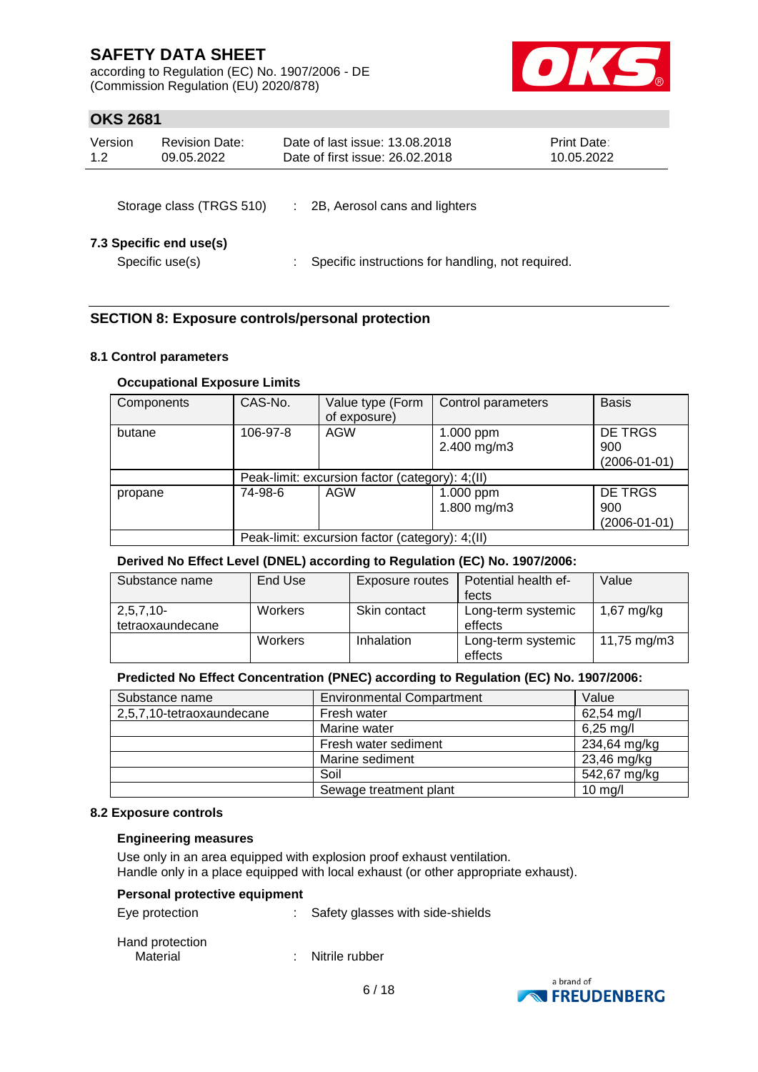Storage class (TRGS 510) : 2B, Aerosol cans and lighters

### 7.3 Specific end use(s)

Specific use(s) : Specific instructions for handling, not required.

## SECTION 8: Exposure controls/personal protection

### 8.1 Control parameters

**Occupational Exposure Limits**

| Components | CAS-No. | Value type (Form of exposure) | Control parameters | Basis |
|---|---|---|---|---|
| butane | 106-97-8 | AGW | 1.000 ppm<br>2.400 mg/m3 | DE TRGS 900 (2006-01-01) |
| | Peak-limit: excursion factor (category): 4;(II) | | | |
| propane | 74-98-6 | AGW | 1.000 ppm<br>1.800 mg/m3 | DE TRGS 900 (2006-01-01) |
| | Peak-limit: excursion factor (category): 4;(II) | | | |

**Derived No Effect Level (DNEL) according to Regulation (EC) No. 1907/2006:**

| Substance name | End Use | Exposure routes | Potential health effects | Value |
|---|---|---|---|---|
| 2,5,7,10-tetraoxaundecane | Workers | Skin contact | Long-term systemic effects | 1,67 mg/kg |
| | Workers | Inhalation | Long-term systemic effects | 11,75 mg/m3 |

**Predicted No Effect Concentration (PNEC) according to Regulation (EC) No. 1907/2006:**

| Substance name | Environmental Compartment | Value |
|---|---|---|
| 2,5,7,10-tetraoxaundecane | Fresh water | 62,54 mg/l |
| | Marine water | 6,25 mg/l |
| | Fresh water sediment | 234,64 mg/kg |
| | Marine sediment | 23,46 mg/kg |
| | Soil | 542,67 mg/kg |
| | Sewage treatment plant | 10 mg/l |

### 8.2 Exposure controls

**Engineering measures**

Use only in an area equipped with explosion proof exhaust ventilation.
Handle only in a place equipped with local exhaust (or other appropriate exhaust).

**Personal protective equipment**

Eye protection : Safety glasses with side-shields

Hand protection
Material : Nitrile rubber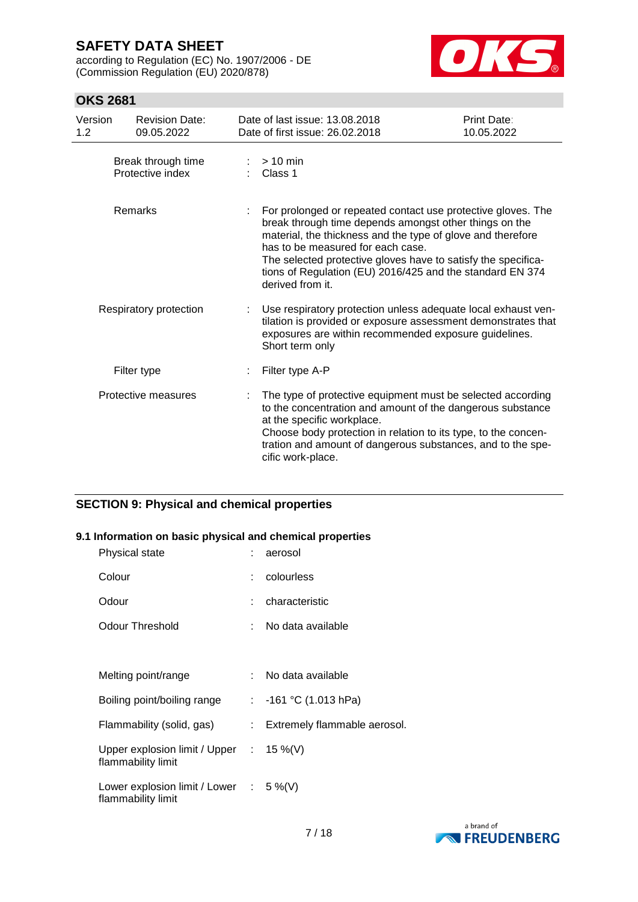| | | |
|---|---|---|
| Break through time | : | > 10 min |
| Protective index | : | Class 1 |
| Remarks | : | For prolonged or repeated contact use protective gloves. The break through time depends amongst other things on the material, the thickness and the type of glove and therefore has to be measured for each case. The selected protective gloves have to satisfy the specifications of Regulation (EU) 2016/425 and the standard EN 374 derived from it. |
| Respiratory protection | : | Use respiratory protection unless adequate local exhaust ventilation is provided or exposure assessment demonstrates that exposures are within recommended exposure guidelines. Short term only |
| Filter type | : | Filter type A-P |
| Protective measures | : | The type of protective equipment must be selected according to the concentration and amount of the dangerous substance at the specific workplace. Choose body protection in relation to its type, to the concentration and amount of dangerous substances, and to the specific work-place. |

## SECTION 9: Physical and chemical properties

### 9.1 Information on basic physical and chemical properties

| | | |
|---|---|---|
| Physical state | : | aerosol |
| Colour | : | colourless |
| Odour | : | characteristic |
| Odour Threshold | : | No data available |
| Melting point/range | : | No data available |
| Boiling point/boiling range | : | -161 °C (1.013 hPa) |
| Flammability (solid, gas) | : | Extremely flammable aerosol. |
| Upper explosion limit / Upper flammability limit | : | 15 %(V) |
| Lower explosion limit / Lower flammability limit | : | 5 %(V) |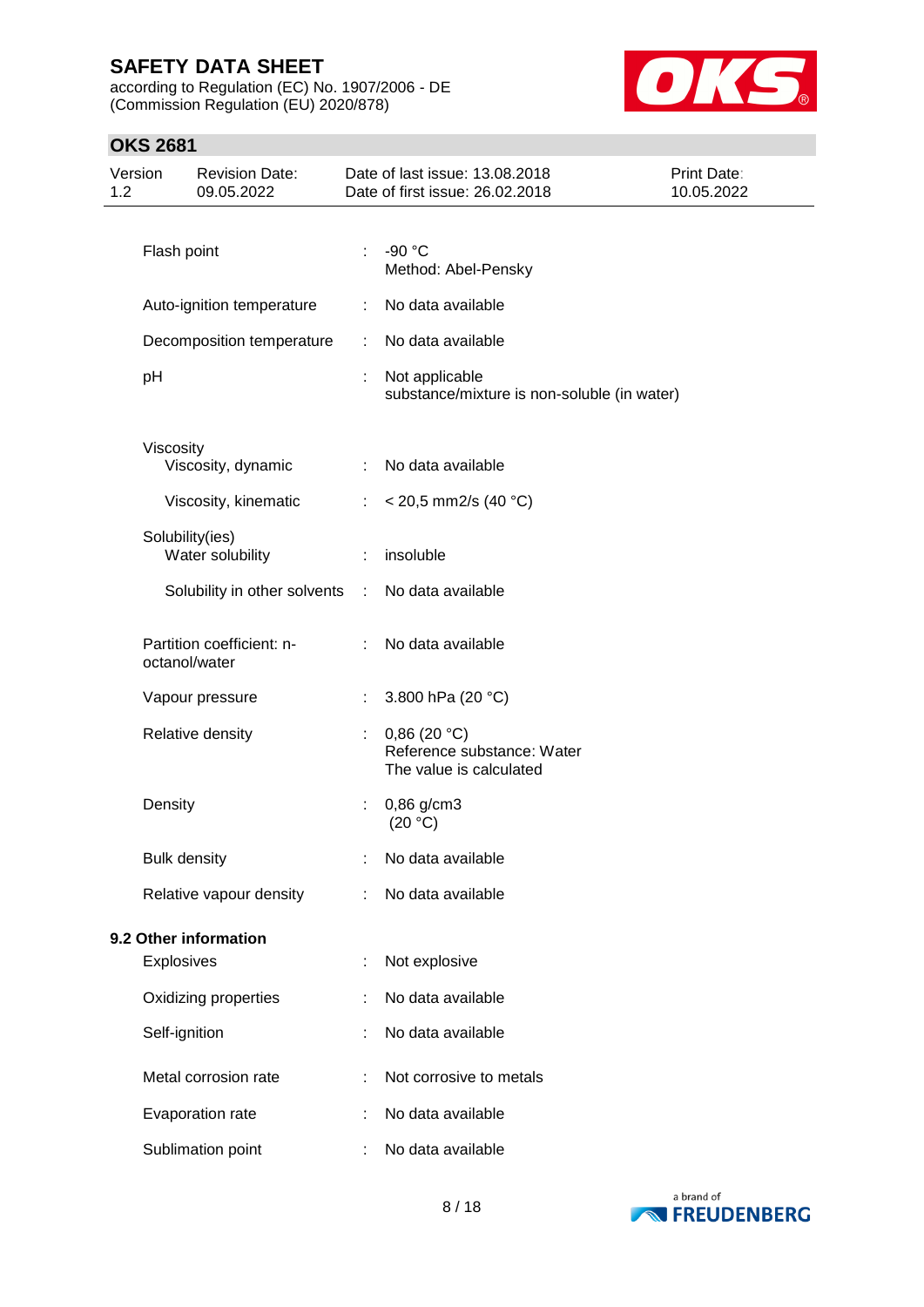| | | |
|---|---|---|
| Flash point | : | -90 °C<br>Method: Abel-Pensky |
| Auto-ignition temperature | : | No data available |
| Decomposition temperature | : | No data available |
| pH | : | Not applicable<br>substance/mixture is non-soluble (in water) |
| Viscosity | | |
| Viscosity, dynamic | : | No data available |
| Viscosity, kinematic | : | < 20,5 mm2/s (40 °C) |
| Solubility(ies) | | |
| Water solubility | : | insoluble |
| Solubility in other solvents | : | No data available |
| Partition coefficient: n-octanol/water | : | No data available |
| Vapour pressure | : | 3.800 hPa (20 °C) |
| Relative density | : | 0,86 (20 °C)<br>Reference substance: Water<br>The value is calculated |
| Density | : | 0,86 g/cm3<br>(20 °C) |
| Bulk density | : | No data available |
| Relative vapour density | : | No data available |

**9.2 Other information**

| | | |
|---|---|---|
| Explosives | : | Not explosive |
| Oxidizing properties | : | No data available |
| Self-ignition | : | No data available |
| Metal corrosion rate | : | Not corrosive to metals |
| Evaporation rate | : | No data available |
| Sublimation point | : | No data available |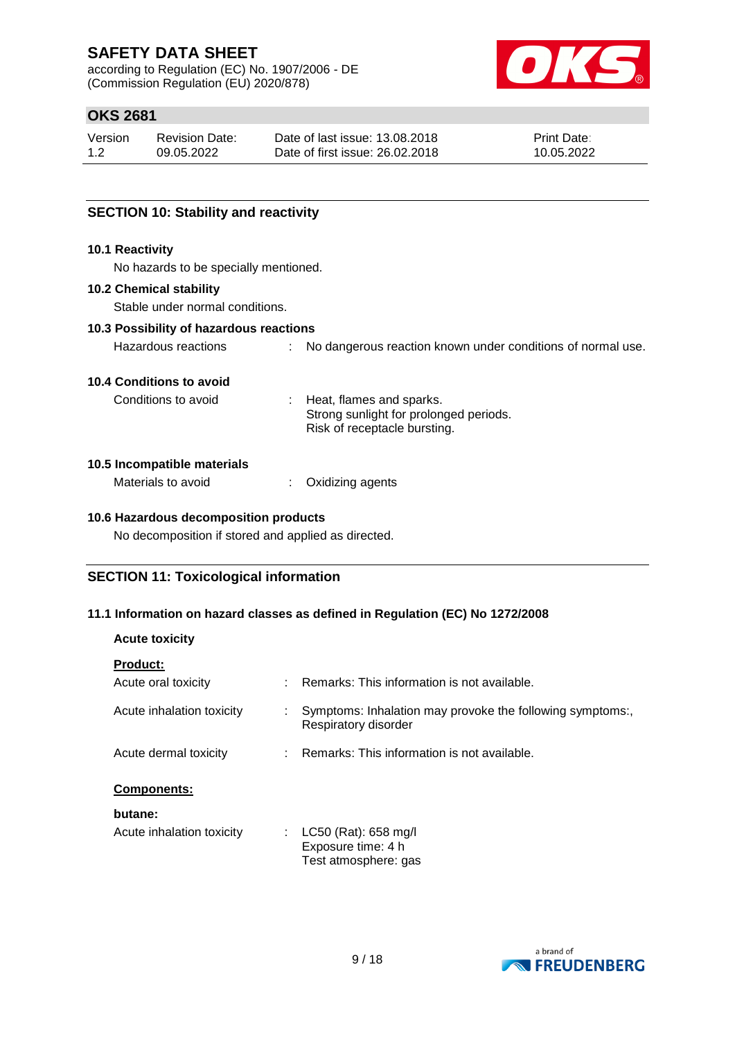## SECTION 10: Stability and reactivity

### 10.1 Reactivity

No hazards to be specially mentioned.

### 10.2 Chemical stability

Stable under normal conditions.

### 10.3 Possibility of hazardous reactions

Hazardous reactions : No dangerous reaction known under conditions of normal use.

### 10.4 Conditions to avoid

Conditions to avoid : Heat, flames and sparks.
Strong sunlight for prolonged periods.
Risk of receptacle bursting.

### 10.5 Incompatible materials

Materials to avoid : Oxidizing agents

### 10.6 Hazardous decomposition products

No decomposition if stored and applied as directed.

## SECTION 11: Toxicological information

### 11.1 Information on hazard classes as defined in Regulation (EC) No 1272/2008

**Acute toxicity**

**Product:**

Acute oral toxicity : Remarks: This information is not available.

Acute inhalation toxicity : Symptoms: Inhalation may provoke the following symptoms:, Respiratory disorder

Acute dermal toxicity : Remarks: This information is not available.

**Components:**

**butane:**

Acute inhalation toxicity : LC50 (Rat): 658 mg/l
Exposure time: 4 h
Test atmosphere: gas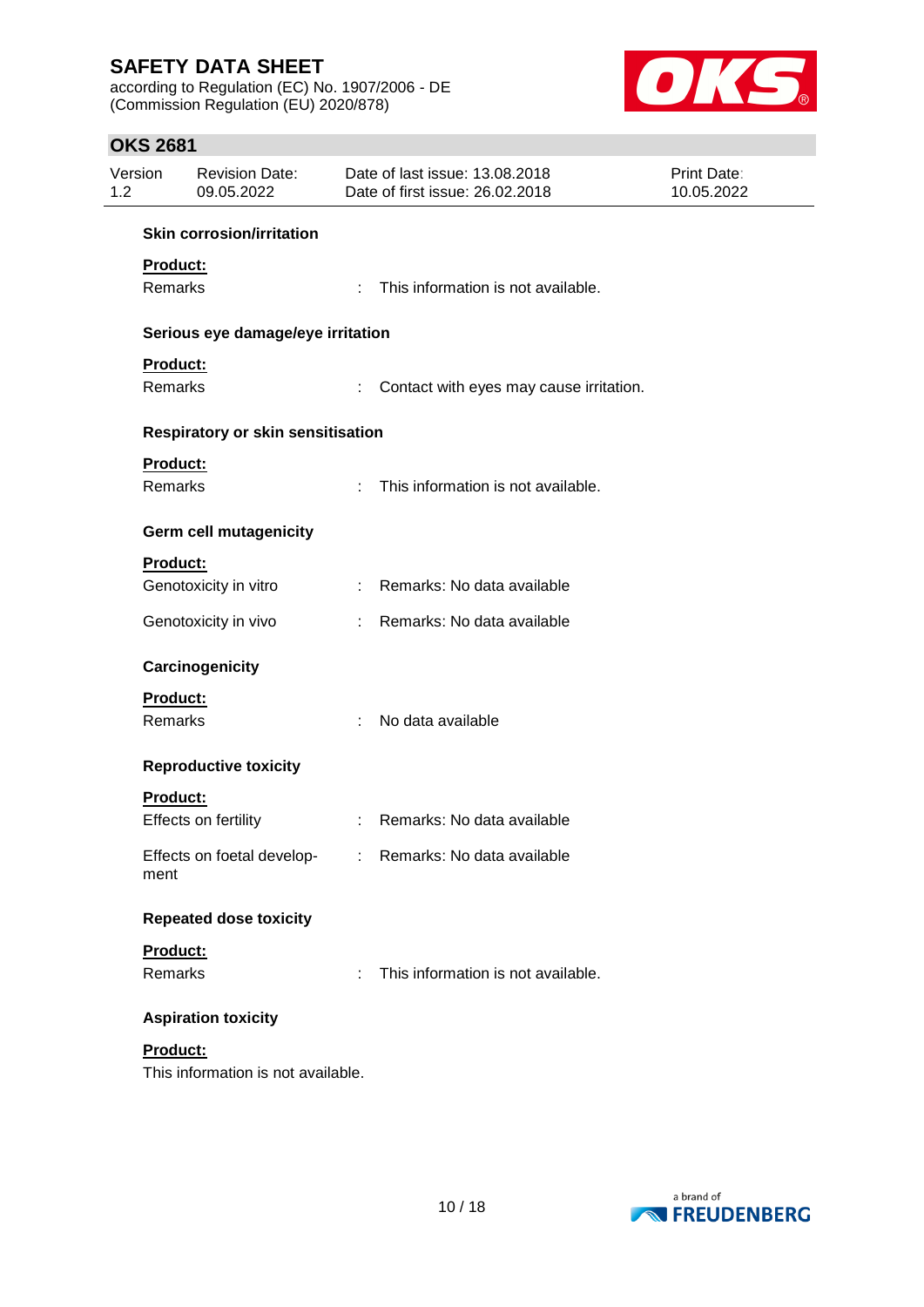**Skin corrosion/irritation**

**Product:**

Remarks : This information is not available.

**Serious eye damage/eye irritation**

**Product:**

Remarks : Contact with eyes may cause irritation.

**Respiratory or skin sensitisation**

**Product:**

Remarks : This information is not available.

**Germ cell mutagenicity**

**Product:**

Genotoxicity in vitro : Remarks: No data available

Genotoxicity in vivo : Remarks: No data available

**Carcinogenicity**

**Product:**

Remarks : No data available

**Reproductive toxicity**

**Product:**

Effects on fertility : Remarks: No data available

Effects on foetal development : Remarks: No data available

**Repeated dose toxicity**

**Product:**

Remarks : This information is not available.

**Aspiration toxicity**

**Product:**

This information is not available.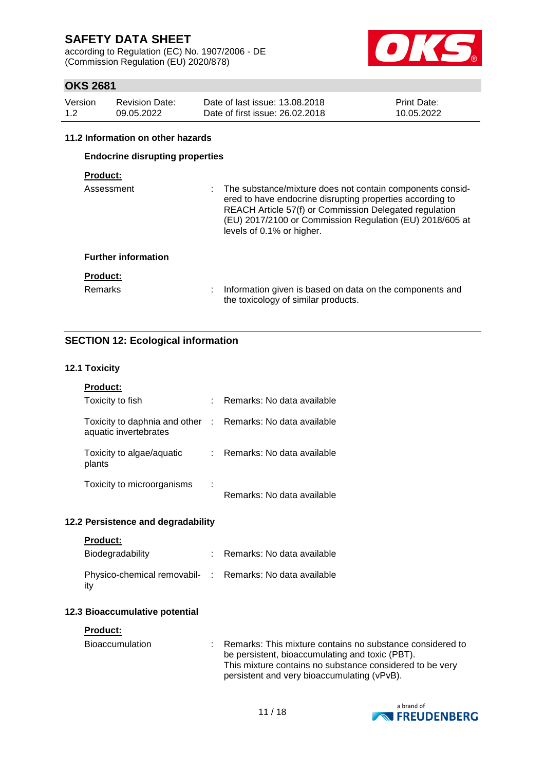### 11.2 Information on other hazards

#### Endocrine disrupting properties

**Product:**

| | | |
|---|---|---|
| Assessment | : | The substance/mixture does not contain components considered to have endocrine disrupting properties according to REACH Article 57(f) or Commission Delegated regulation (EU) 2017/2100 or Commission Regulation (EU) 2018/605 at levels of 0.1% or higher. |

#### Further information

**Product:**

| | | |
|---|---|---|
| Remarks | : | Information given is based on data on the components and the toxicology of similar products. |

## SECTION 12: Ecological information

### 12.1 Toxicity

**Product:**

| | | |
|---|---|---|
| Toxicity to fish | : | Remarks: No data available |
| Toxicity to daphnia and other aquatic invertebrates | : | Remarks: No data available |
| Toxicity to algae/aquatic plants | : | Remarks: No data available |
| Toxicity to microorganisms | : | Remarks: No data available |

### 12.2 Persistence and degradability

**Product:**

| | | |
|---|---|---|
| Biodegradability | : | Remarks: No data available |
| Physico-chemical removability | : | Remarks: No data available |

### 12.3 Bioaccumulative potential

**Product:**

| | | |
|---|---|---|
| Bioaccumulation | : | Remarks: This mixture contains no substance considered to be persistent, bioaccumulating and toxic (PBT). This mixture contains no substance considered to be very persistent and very bioaccumulating (vPvB). |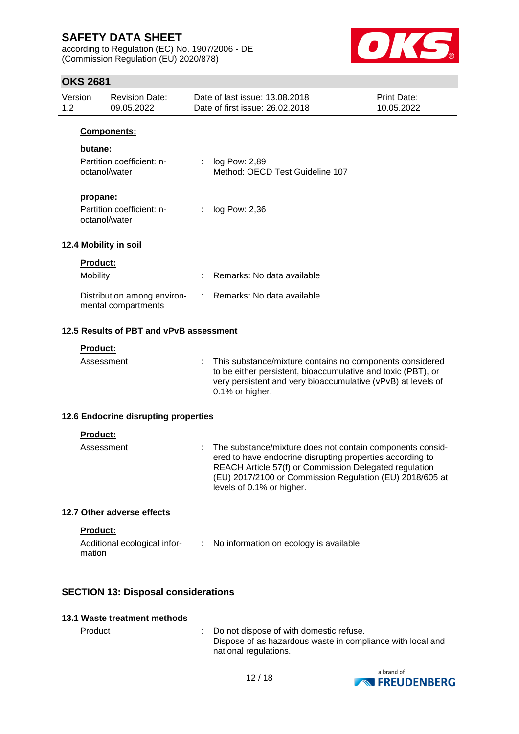**Components:**

**butane:**

| | | |
|---|---|---|
| Partition coefficient: n-octanol/water | : | log Pow: 2,89<br>Method: OECD Test Guideline 107 |

**propane:**

| | | |
|---|---|---|
| Partition coefficient: n-octanol/water | : | log Pow: 2,36 |

### 12.4 Mobility in soil

**Product:**

| | | |
|---|---|---|
| Mobility | : | Remarks: No data available |
| Distribution among environmental compartments | : | Remarks: No data available |

### 12.5 Results of PBT and vPvB assessment

**Product:**

| | | |
|---|---|---|
| Assessment | : | This substance/mixture contains no components considered to be either persistent, bioaccumulative and toxic (PBT), or very persistent and very bioaccumulative (vPvB) at levels of 0.1% or higher. |

### 12.6 Endocrine disrupting properties

**Product:**

| | | |
|---|---|---|
| Assessment | : | The substance/mixture does not contain components considered to have endocrine disrupting properties according to REACH Article 57(f) or Commission Delegated regulation (EU) 2017/2100 or Commission Regulation (EU) 2018/605 at levels of 0.1% or higher. |

### 12.7 Other adverse effects

**Product:**

| | | |
|---|---|---|
| Additional ecological information | : | No information on ecology is available. |

## SECTION 13: Disposal considerations

### 13.1 Waste treatment methods

| | | |
|---|---|---|
| Product | : | Do not dispose of with domestic refuse.<br>Dispose of as hazardous waste in compliance with local and national regulations. |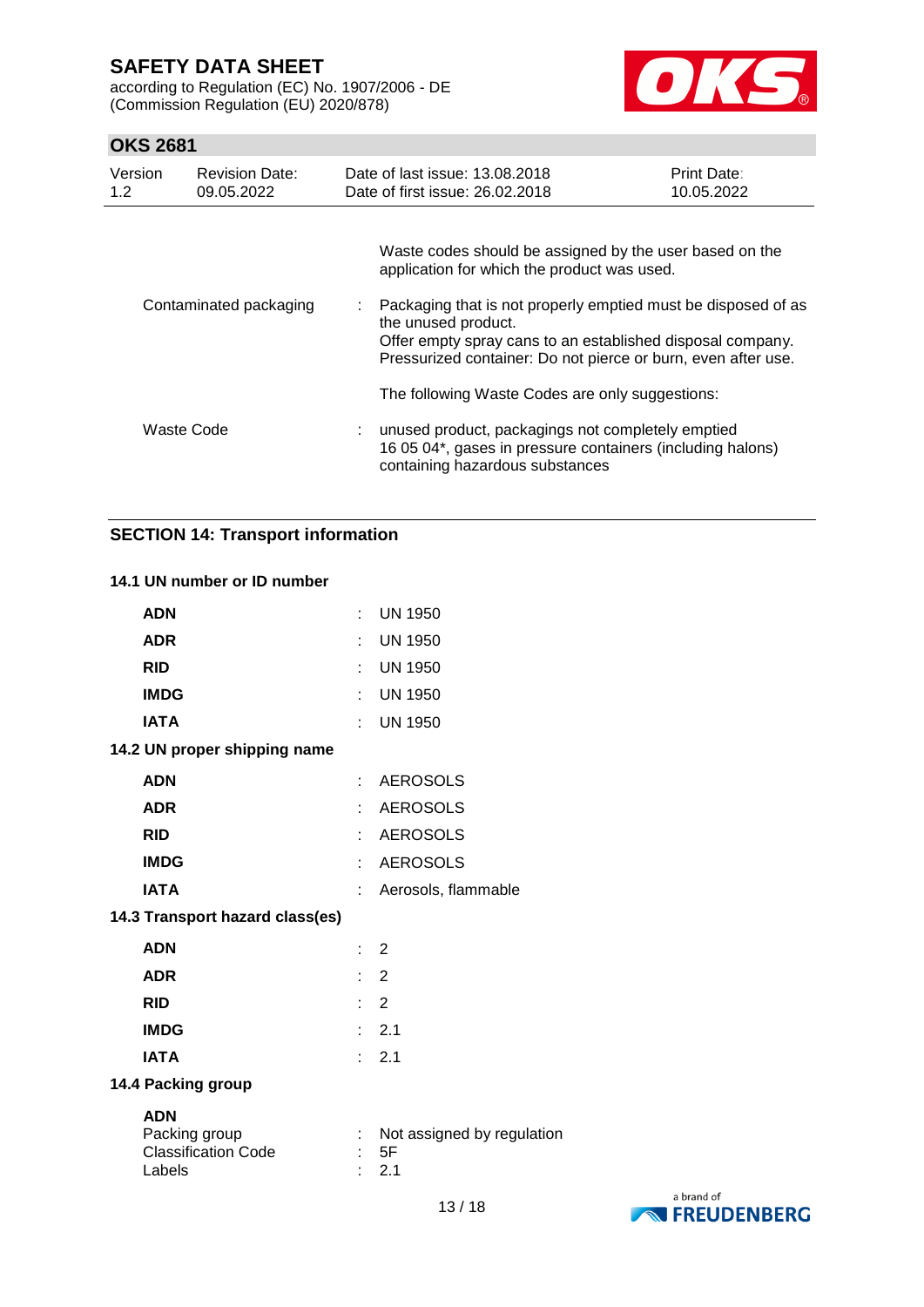| | | |
|---|---|---|
| | | Waste codes should be assigned by the user based on the application for which the product was used. |
| Contaminated packaging | : | Packaging that is not properly emptied must be disposed of as the unused product.<br>Offer empty spray cans to an established disposal company.<br>Pressurized container: Do not pierce or burn, even after use. |
| | | The following Waste Codes are only suggestions: |
| Waste Code | : | unused product, packagings not completely emptied<br>16 05 04*, gases in pressure containers (including halons) containing hazardous substances |

## SECTION 14: Transport information

### 14.1 UN number or ID number

| | | |
|---|---|---|
| **ADN** | : | UN 1950 |
| **ADR** | : | UN 1950 |
| **RID** | : | UN 1950 |
| **IMDG** | : | UN 1950 |
| **IATA** | : | UN 1950 |

### 14.2 UN proper shipping name

| | | |
|---|---|---|
| **ADN** | : | AEROSOLS |
| **ADR** | : | AEROSOLS |
| **RID** | : | AEROSOLS |
| **IMDG** | : | AEROSOLS |
| **IATA** | : | Aerosols, flammable |

### 14.3 Transport hazard class(es)

| | | |
|---|---|---|
| **ADN** | : | 2 |
| **ADR** | : | 2 |
| **RID** | : | 2 |
| **IMDG** | : | 2.1 |
| **IATA** | : | 2.1 |

### 14.4 Packing group

**ADN**

| | | |
|---|---|---|
| Packing group | : | Not assigned by regulation |
| Classification Code | : | 5F |
| Labels | : | 2.1 |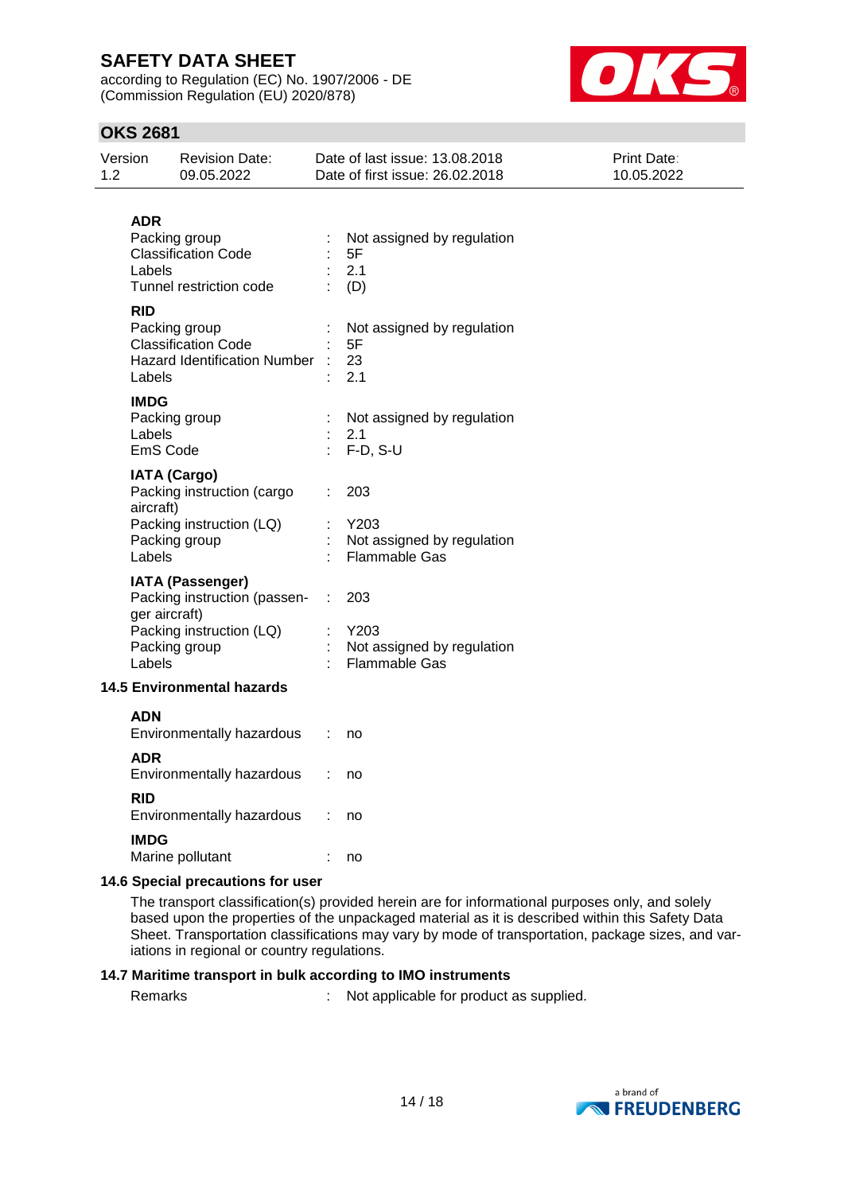**ADR**

| | | |
|---|---|---|
| Packing group | : | Not assigned by regulation |
| Classification Code | : | 5F |
| Labels | : | 2.1 |
| Tunnel restriction code | : | (D) |

**RID**

| | | |
|---|---|---|
| Packing group | : | Not assigned by regulation |
| Classification Code | : | 5F |
| Hazard Identification Number | : | 23 |
| Labels | : | 2.1 |

**IMDG**

| | | |
|---|---|---|
| Packing group | : | Not assigned by regulation |
| Labels | : | 2.1 |
| EmS Code | : | F-D, S-U |

**IATA (Cargo)**

| | | |
|---|---|---|
| Packing instruction (cargo aircraft) | : | 203 |
| Packing instruction (LQ) | : | Y203 |
| Packing group | : | Not assigned by regulation |
| Labels | : | Flammable Gases |

**IATA (Passenger)**

| | | |
|---|---|---|
| Packing instruction (passenger aircraft) | : | 203 |
| Packing instruction (LQ) | : | Y203 |
| Packing group | : | Not assigned by regulation |
| Labels | : | Flammable Gases |

### 14.5 Environmental hazards

**ADN**

| | | |
|---|---|---|
| Environmentally hazardous | : | no |

**ADR**

| | | |
|---|---|---|
| Environmentally hazardous | : | no |

**RID**

| | | |
|---|---|---|
| Environmentally hazardous | : | no |

**IMDG**

| | | |
|---|---|---|
| Marine pollutant | : | no |

### 14.6 Special precautions for user

The transport classification(s) provided herein are for informational purposes only, and solely based upon the properties of the unpackaged material as it is described within this Safety Data Sheet. Transportation classifications may vary by mode of transportation, package sizes, and variations in regional or country regulations.

### 14.7 Maritime transport in bulk according to IMO instruments

| | | |
|---|---|---|
| Remarks | : | Not applicable for product as supplied. |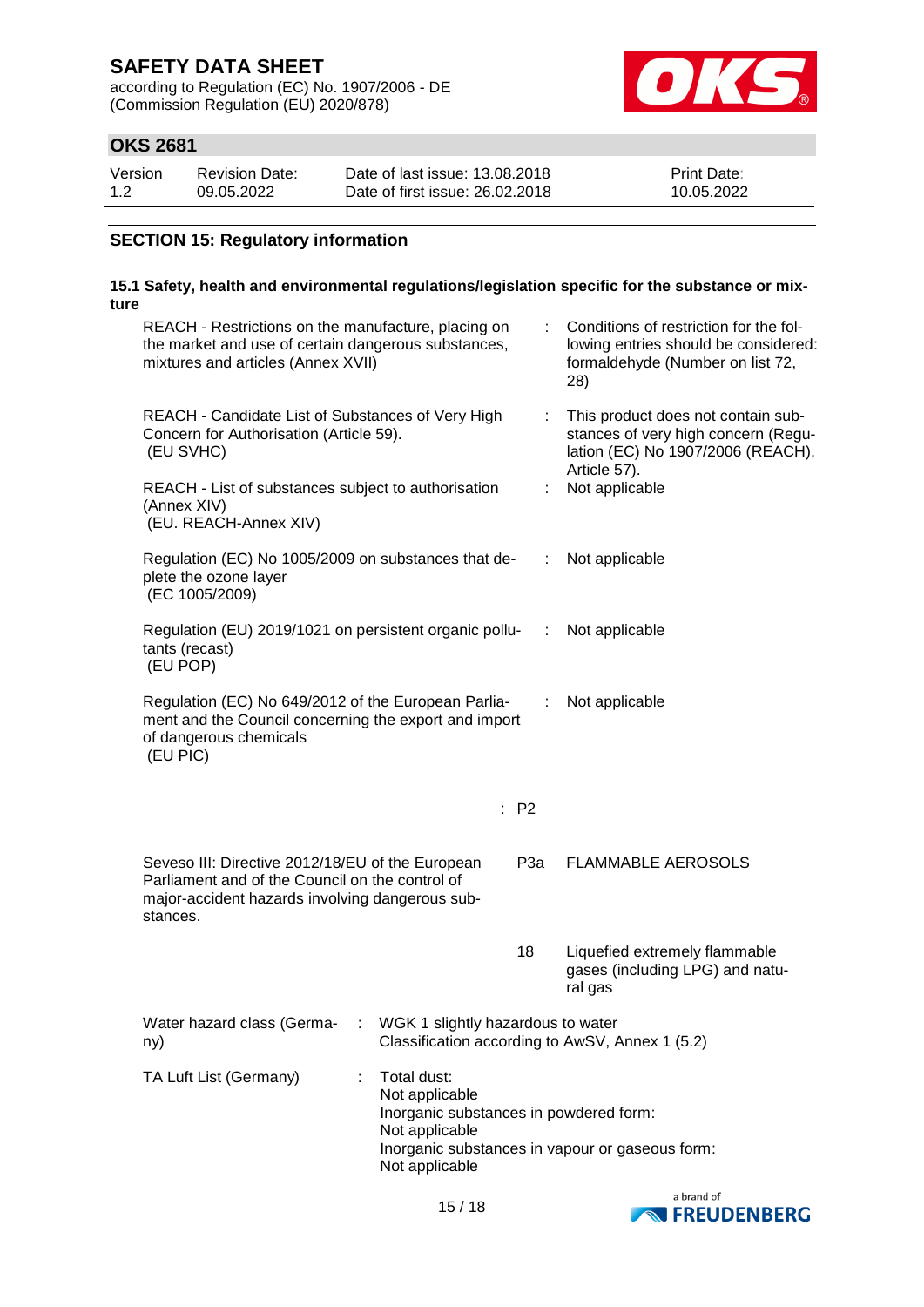## SECTION 15: Regulatory information

### 15.1 Safety, health and environmental regulations/legislation specific for the substance or mixture

| | | |
|---|---|---|
| REACH - Restrictions on the manufacture, placing on the market and use of certain dangerous substances, mixtures and articles (Annex XVII) | : | Conditions of restriction for the following entries should be considered: formaldehyde (Number on list 72, 28) |
| REACH - Candidate List of Substances of Very High Concern for Authorisation (Article 59). (EU SVHC) | : | This product does not contain substances of very high concern (Regulation (EC) No 1907/2006 (REACH), Article 57). |
| REACH - List of substances subject to authorisation (Annex XIV) (EU. REACH-Annex XIV) | : | Not applicable |
| Regulation (EC) No 1005/2009 on substances that deplete the ozone layer (EC 1005/2009) | : | Not applicable |
| Regulation (EU) 2019/1021 on persistent organic pollutants (recast) (EU POP) | : | Not applicable |
| Regulation (EC) No 649/2012 of the European Parliament and the Council concerning the export and import of dangerous chemicals (EU PIC) | : | Not applicable |
| | : | P2 |
| Seveso III: Directive 2012/18/EU of the European Parliament and of the Council on the control of major-accident hazards involving dangerous substances. | P3a | FLAMMABLE AEROSOLS |
| | 18 | Liquefied extremely flammable gases (including LPG) and natural gas |

Water hazard class (Germany) : WGK 1 slightly hazardous to water
Classification according to AwSV, Annex 1 (5.2)

TA Luft List (Germany) : Total dust:
Not applicable
Inorganic substances in powdered form:
Not applicable
Inorganic substances in vapour or gaseous form:
Not applicable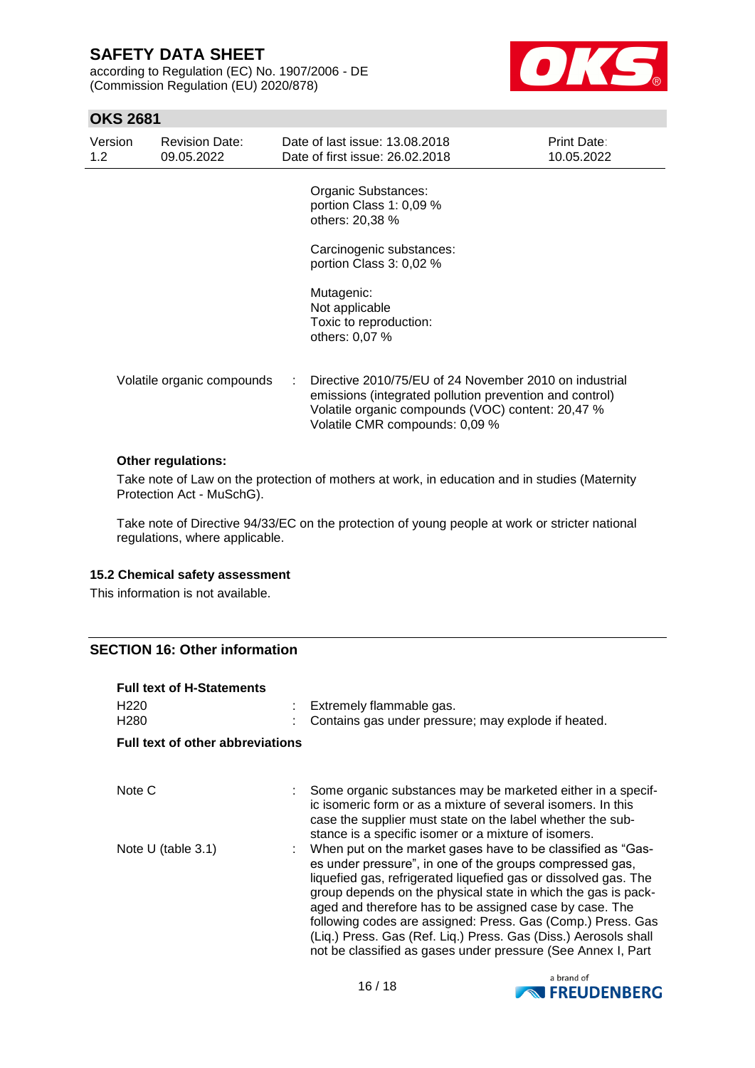Organic Substances:
portion Class 1: 0,09 %
others: 20,38 %

Carcinogenic substances:
portion Class 3: 0,02 %

Mutagenic:
Not applicable
Toxic to reproduction:
others: 0,07 %

| | | |
|---|---|---|
| Volatile organic compounds | : | Directive 2010/75/EU of 24 November 2010 on industrial emissions (integrated pollution prevention and control) Volatile organic compounds (VOC) content: 20,47 % Volatile CMR compounds: 0,09 % |

**Other regulations:**

Take note of Law on the protection of mothers at work, in education and in studies (Maternity Protection Act - MuSchG).

Take note of Directive 94/33/EC on the protection of young people at work or stricter national regulations, where applicable.

**15.2 Chemical safety assessment**

This information is not available.

## SECTION 16: Other information

**Full text of H-Statements**

| | | |
|---|---|---|
| H220 | : | Extremely flammable gas. |
| H280 | : | Contains gas under pressure; may explode if heated. |

**Full text of other abbreviations**

| | | |
|---|---|---|
| Note C | : | Some organic substances may be marketed either in a specific isomeric form or as a mixture of several isomers. In this case the supplier must state on the label whether the substance is a specific isomer or a mixture of isomers. |
| Note U (table 3.1) | : | When put on the market gases have to be classified as "Gases under pressure", in one of the groups compressed gas, liquefied gas, refrigerated liquefied gas or dissolved gas. The group depends on the physical state in which the gas is packaged and therefore has to be assigned case by case. The following codes are assigned: Press. Gas (Comp.) Press. Gas (Liq.) Press. Gas (Ref. Liq.) Press. Gas (Diss.) Aerosols shall not be classified as gases under pressure (See Annex I, Part |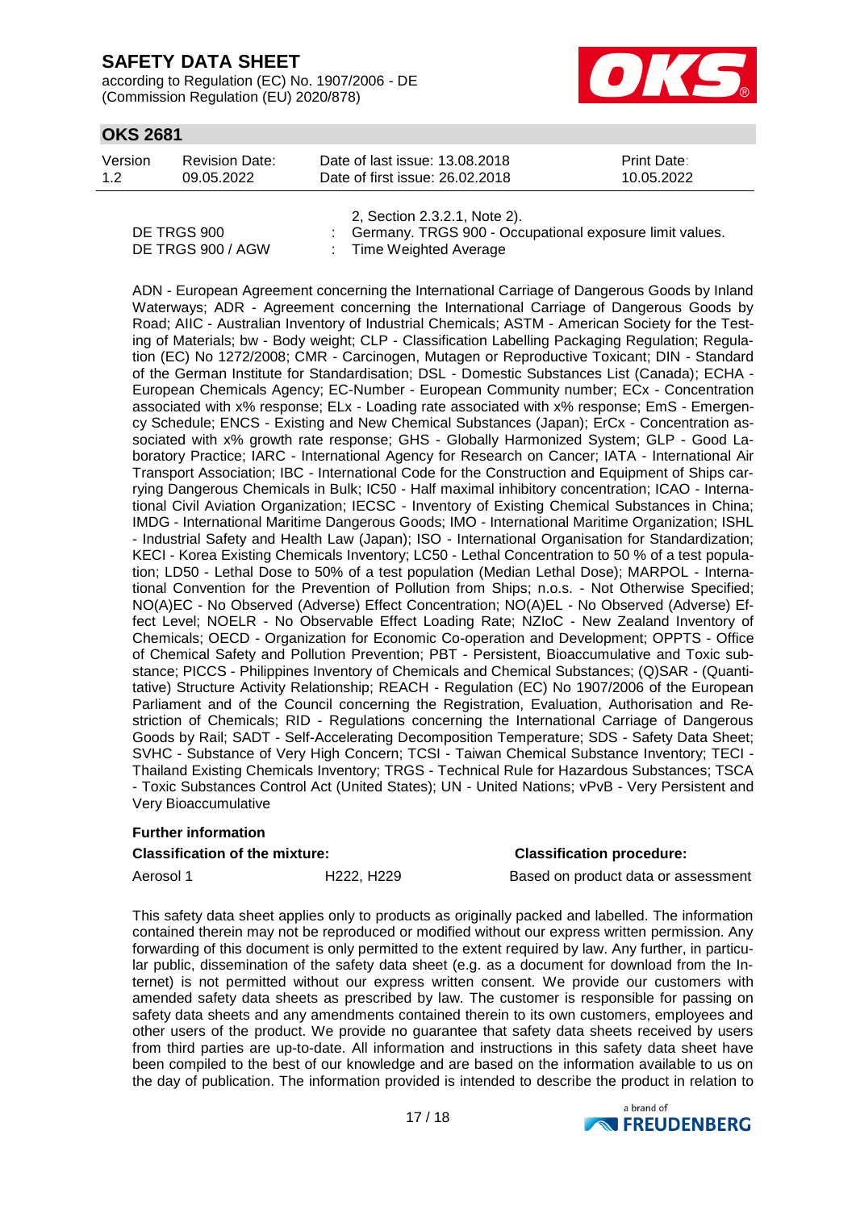2, Section 2.3.2.1, Note 2).

DE TRGS 900 : Germany. TRGS 900 - Occupational exposure limit values.
DE TRGS 900 / AGW : Time Weighted Average

ADN - European Agreement concerning the International Carriage of Dangerous Goods by Inland Waterways; ADR - Agreement concerning the International Carriage of Dangerous Goods by Road; AIIC - Australian Inventory of Industrial Chemicals; ASTM - American Society for the Testing of Materials; bw - Body weight; CLP - Classification Labelling Packaging Regulation; Regulation (EC) No 1272/2008; CMR - Carcinogen, Mutagen or Reproductive Toxicant; DIN - Standard of the German Institute for Standardisation; DSL - Domestic Substances List (Canada); ECHA - European Chemicals Agency; EC-Number - European Community number; ECx - Concentration associated with x% response; ELx - Loading rate associated with x% response; EmS - Emergency Schedule; ENCS - Existing and New Chemical Substances (Japan); ErCx - Concentration associated with x% growth rate response; GHS - Globally Harmonized System; GLP - Good Laboratory Practice; IARC - International Agency for Research on Cancer; IATA - International Air Transport Association; IBC - International Code for the Construction and Equipment of Ships carrying Dangerous Chemicals in Bulk; IC50 - Half maximal inhibitory concentration; ICAO - International Civil Aviation Organization; IECSC - Inventory of Existing Chemical Substances in China; IMDG - International Maritime Dangerous Goods; IMO - International Maritime Organization; ISHL - Industrial Safety and Health Law (Japan); ISO - International Organisation for Standardization; KECI - Korea Existing Chemicals Inventory; LC50 - Lethal Concentration to 50 % of a test population; LD50 - Lethal Dose to 50% of a test population (Median Lethal Dose); MARPOL - International Convention for the Prevention of Pollution from Ships; n.o.s. - Not Otherwise Specified; NO(A)EC - No Observed (Adverse) Effect Concentration; NO(A)EL - No Observed (Adverse) Effect Level; NOELR - No Observable Effect Loading Rate; NZIoC - New Zealand Inventory of Chemicals; OECD - Organization for Economic Co-operation and Development; OPPTS - Office of Chemical Safety and Pollution Prevention; PBT - Persistent, Bioaccumulative and Toxic substance; PICCS - Philippines Inventory of Chemicals and Chemical Substances; (Q)SAR - (Quantitative) Structure Activity Relationship; REACH - Regulation (EC) No 1907/2006 of the European Parliament and of the Council concerning the Registration, Evaluation, Authorisation and Restriction of Chemicals; RID - Regulations concerning the International Carriage of Dangerous Goods by Rail; SADT - Self-Accelerating Decomposition Temperature; SDS - Safety Data Sheet; SVHC - Substance of Very High Concern; TCSI - Taiwan Chemical Substance Inventory; TECI - Thailand Existing Chemicals Inventory; TRGS - Technical Rule for Hazardous Substances; TSCA - Toxic Substances Control Act (United States); UN - United Nations; vPvB - Very Persistent and Very Bioaccumulative

**Further information**

| **Classification of the mixture:** | | **Classification procedure:** |
|---|---|---|
| Aerosol 1 | H222, H229 | Based on product data or assessment |

This safety data sheet applies only to products as originally packed and labelled. The information contained therein may not be reproduced or modified without our express written permission. Any forwarding of this document is only permitted to the extent required by law. Any further, in particular public, dissemination of the safety data sheet (e.g. as a document for download from the Internet) is not permitted without our express written consent. We provide our customers with amended safety data sheets as prescribed by law. The customer is responsible for passing on safety data sheets and any amendments contained therein to its own customers, employees and other users of the product. We provide no guarantee that safety data sheets received by users from third parties are up-to-date. All information and instructions in this safety data sheet have been compiled to the best of our knowledge and are based on the information available to us on the day of publication. The information provided is intended to describe the product in relation to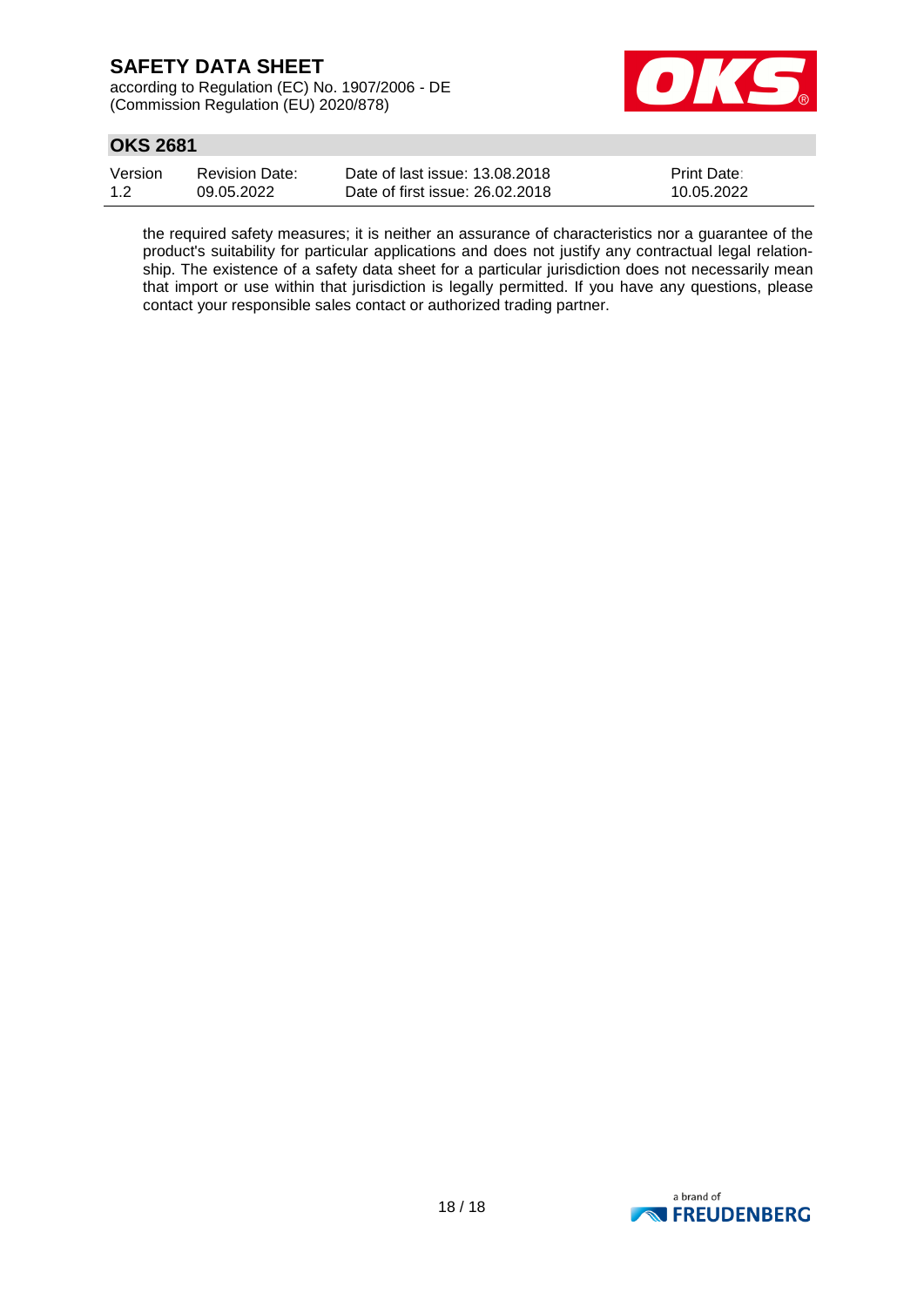the required safety measures; it is neither an assurance of characteristics nor a guarantee of the product's suitability for particular applications and does not justify any contractual legal relationship. The existence of a safety data sheet for a particular jurisdiction does not necessarily mean that import or use within that jurisdiction is legally permitted. If you have any questions, please contact your responsible sales contact or authorized trading partner.